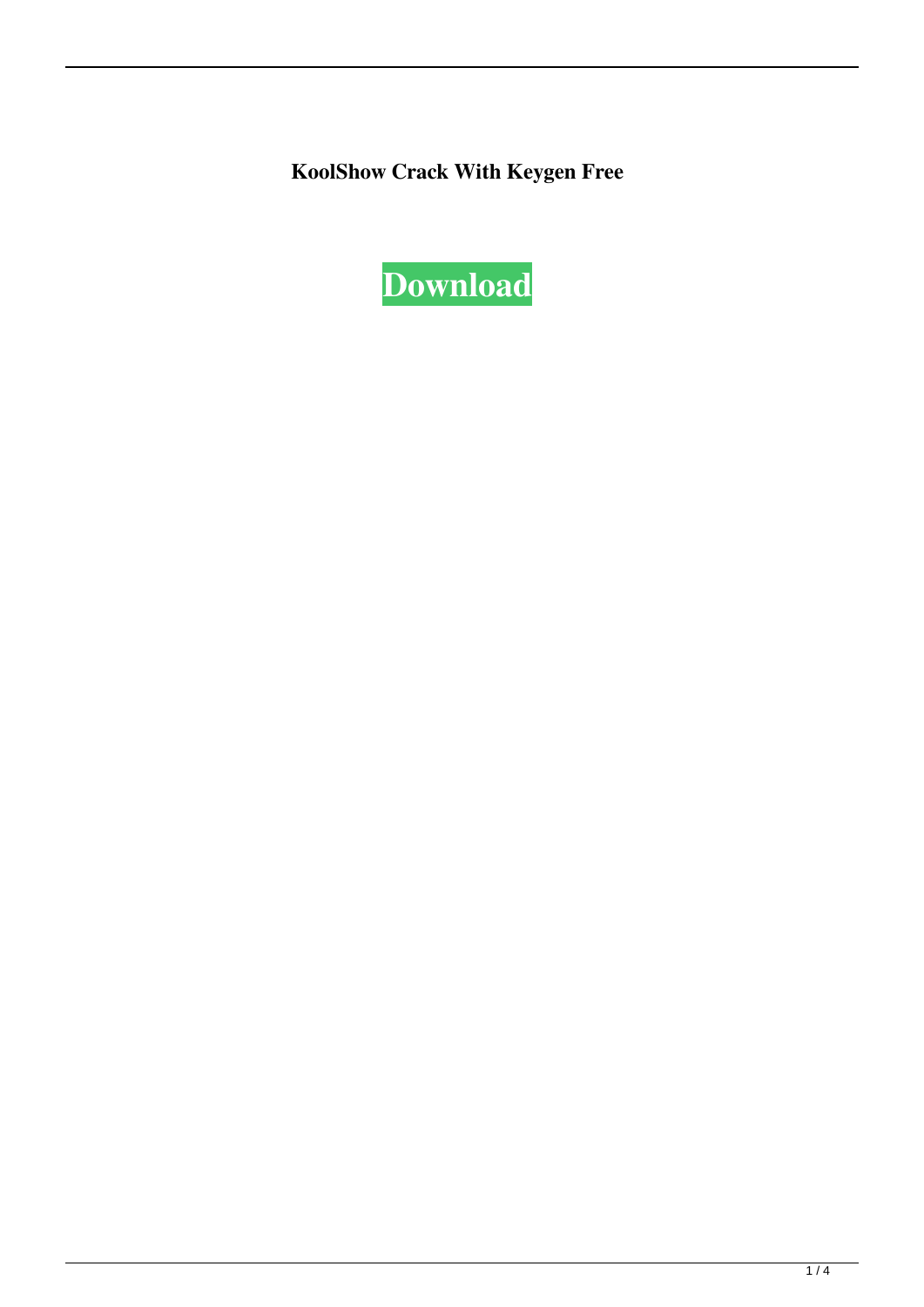**KoolShow Crack With Keygen Free**

**Download**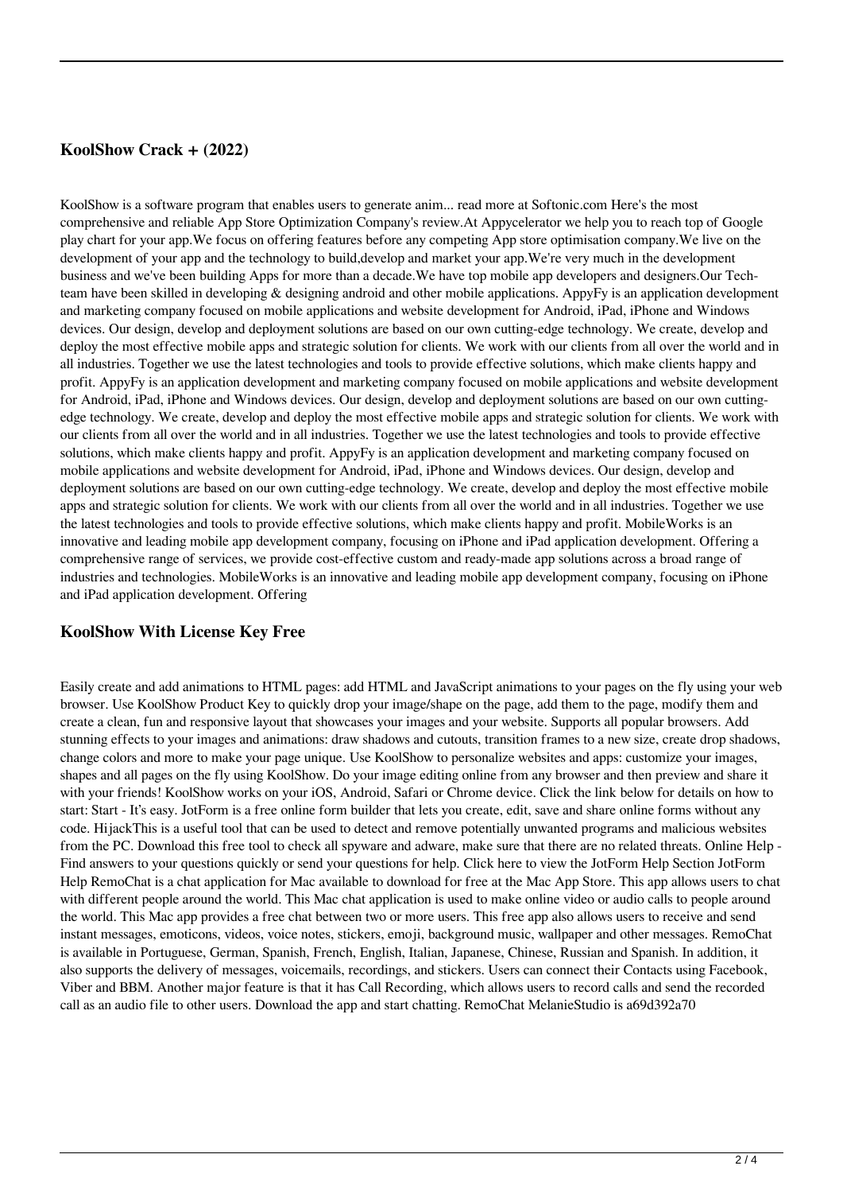### KoolShow Crack + (2022)

KoolShow is a software program that enables users to generate anim... read more at Softonic.com Here's the most comprehensive and reliable App Store Optimization Company's review.At Appycelerator we help you to reach top of Google play chart for your app.We focus on offering features before any competing App store optimisation company.We live on the development of your app and the technology to build,develop and market your app.We're very much in the development business and we've been building Apps for more than a decade.We have top mobile app developers and designers.Our Tech-team have been skilled in developing & designing android and other mobile applications. AppyFy is an application development and marketing company focused on mobile applications and website development for Android, iPad, iPhone and Windows devices. Our design, develop and deployment solutions are based on our own cutting-edge technology. We create, develop and deploy the most effective mobile apps and strategic solution for clients. We work with our clients from all over the world and in all industries. Together we use the latest technologies and tools to provide effective solutions, which make clients happy and profit. AppyFy is an application development and marketing company focused on mobile applications and website development for Android, iPad, iPhone and Windows devices. Our design, develop and deployment solutions are based on our own cutting-edge technology. We create, develop and deploy the most effective mobile apps and strategic solution for clients. We work with our clients from all over the world and in all industries. Together we use the latest technologies and tools to provide effective solutions, which make clients happy and profit. AppyFy is an application development and marketing company focused on mobile applications and website development for Android, iPad, iPhone and Windows devices. Our design, develop and deployment solutions are based on our own cutting-edge technology. We create, develop and deploy the most effective mobile apps and strategic solution for clients. We work with our clients from all over the world and in all industries. Together we use the latest technologies and tools to provide effective solutions, which make clients happy and profit. MobileWorks is an innovative and leading mobile app development company, focusing on iPhone and iPad application development. Offering a comprehensive range of services, we provide cost-effective custom and ready-made app solutions across a broad range of industries and technologies. MobileWorks is an innovative and leading mobile app development company, focusing on iPhone and iPad application development. Offering

### KoolShow With License Key Free

Easily create and add animations to HTML pages: add HTML and JavaScript animations to your pages on the fly using your web browser. Use KoolShow Product Key to quickly drop your image/shape on the page, add them to the page, modify them and create a clean, fun and responsive layout that showcases your images and your website. Supports all popular browsers. Add stunning effects to your images and animations: draw shadows and cutouts, transition frames to a new size, create drop shadows, change colors and more to make your page unique. Use KoolShow to personalize websites and apps: customize your images, shapes and all pages on the fly using KoolShow. Do your image editing online from any browser and then preview and share it with your friends! KoolShow works on your iOS, Android, Safari or Chrome device. Click the link below for details on how to start: Start - It's easy. JotForm is a free online form builder that lets you create, edit, save and share online forms without any code. HijackThis is a useful tool that can be used to detect and remove potentially unwanted programs and malicious websites from the PC. Download this free tool to check all spyware and adware, make sure that there are no related threats. Online Help - Find answers to your questions quickly or send your questions for help. Click here to view the JotForm Help Section JotForm Help RemoChat is a chat application for Mac available to download for free at the Mac App Store. This app allows users to chat with different people around the world. This Mac chat application is used to make online video or audio calls to people around the world. This Mac app provides a free chat between two or more users. This free app also allows users to receive and send instant messages, emoticons, videos, voice notes, stickers, emoji, background music, wallpaper and other messages. RemoChat is available in Portuguese, German, Spanish, French, English, Italian, Japanese, Chinese, Russian and Spanish. In addition, it also supports the delivery of messages, voicemails, recordings, and stickers. Users can connect their Contacts using Facebook, Viber and BBM. Another major feature is that it has Call Recording, which allows users to record calls and send the recorded call as an audio file to other users. Download the app and start chatting. RemoChat MelanieStudio is a69d392a70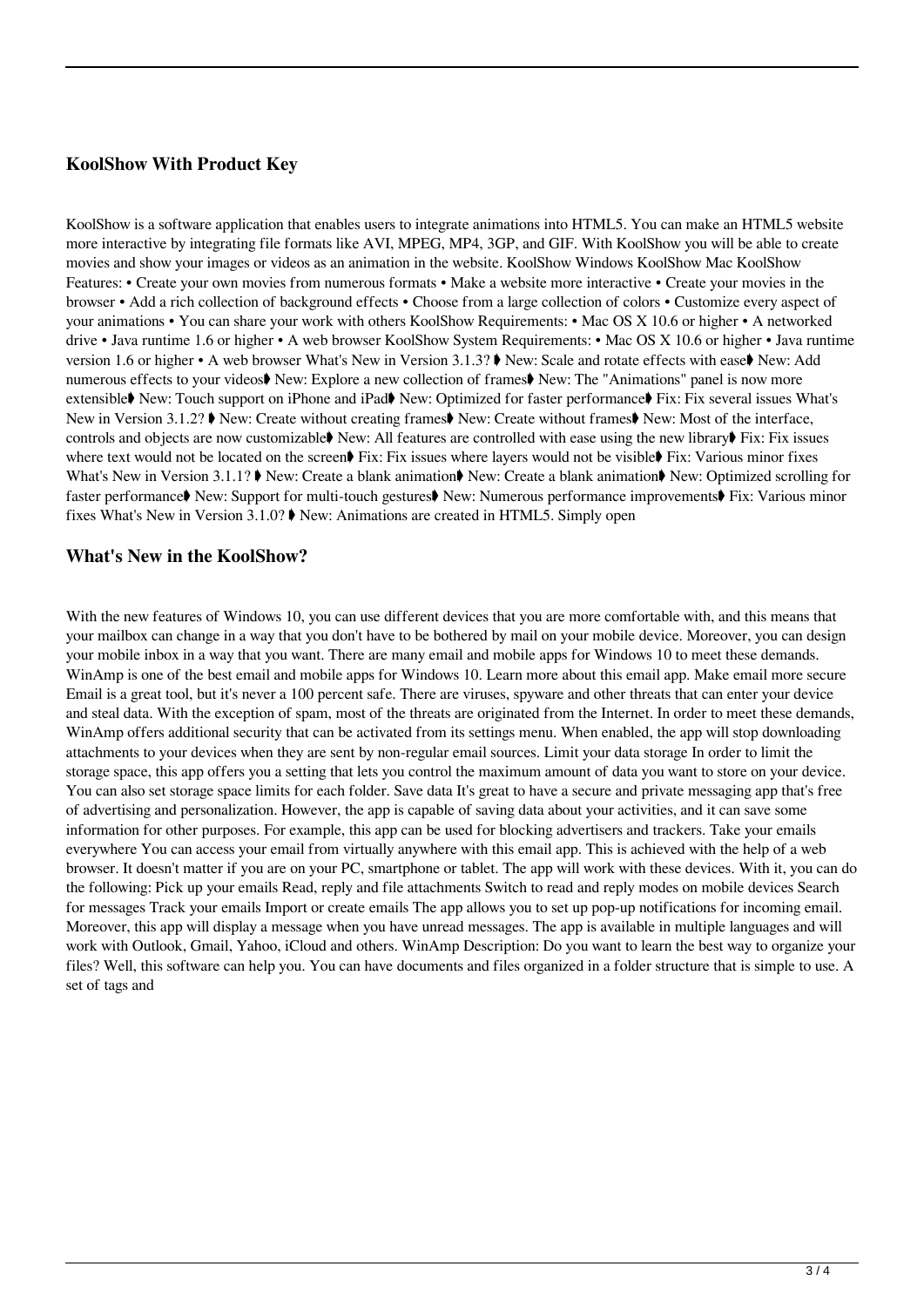## KoolShow With Product Key

KoolShow is a software application that enables users to integrate animations into HTML5. You can make an HTML5 website more interactive by integrating file formats like AVI, MPEG, MP4, 3GP, and GIF. With KoolShow you will be able to create movies and show your images or videos as an animation in the website. KoolShow Windows KoolShow Mac KoolShow Features: • Create your own movies from numerous formats • Make a website more interactive • Create your movies in the browser • Add a rich collection of background effects • Choose from a large collection of colors • Customize every aspect of your animations • You can share your work with others KoolShow Requirements: • Mac OS X 10.6 or higher • A networked drive • Java runtime 1.6 or higher • A web browser KoolShow System Requirements: • Mac OS X 10.6 or higher • Java runtime version 1.6 or higher • A web browser What's New in Version 3.1.3? ➧ New: Scale and rotate effects with ease➧ New: Add numerous effects to your videos➧ New: Explore a new collection of frames➧ New: The "Animations" panel is now more extensible➧ New: Touch support on iPhone and iPad➧ New: Optimized for faster performance➧ Fix: Fix several issues What's New in Version 3.1.2? ➧ New: Create without creating frames➧ New: Create without frames➧ New: Most of the interface, controls and objects are now customizable➧ New: All features are controlled with ease using the new library➧ Fix: Fix issues where text would not be located on the screen➧ Fix: Fix issues where layers would not be visible➧ Fix: Various minor fixes What's New in Version 3.1.1? ➧ New: Create a blank animation➧ New: Create a blank animation➧ New: Optimized scrolling for faster performance➧ New: Support for multi-touch gestures➧ New: Numerous performance improvements➧ Fix: Various minor fixes What's New in Version 3.1.0? ➧ New: Animations are created in HTML5. Simply open

## What's New in the KoolShow?

With the new features of Windows 10, you can use different devices that you are more comfortable with, and this means that your mailbox can change in a way that you don't have to be bothered by mail on your mobile device. Moreover, you can design your mobile inbox in a way that you want. There are many email and mobile apps for Windows 10 to meet these demands. WinAmp is one of the best email and mobile apps for Windows 10. Learn more about this email app. Make email more secure Email is a great tool, but it's never a 100 percent safe. There are viruses, spyware and other threats that can enter your device and steal data. With the exception of spam, most of the threats are originated from the Internet. In order to meet these demands, WinAmp offers additional security that can be activated from its settings menu. When enabled, the app will stop downloading attachments to your devices when they are sent by non-regular email sources. Limit your data storage In order to limit the storage space, this app offers you a setting that lets you control the maximum amount of data you want to store on your device. You can also set storage space limits for each folder. Save data It's great to have a secure and private messaging app that's free of advertising and personalization. However, the app is capable of saving data about your activities, and it can save some information for other purposes. For example, this app can be used for blocking advertisers and trackers. Take your emails everywhere You can access your email from virtually anywhere with this email app. This is achieved with the help of a web browser. It doesn't matter if you are on your PC, smartphone or tablet. The app will work with these devices. With it, you can do the following: Pick up your emails Read, reply and file attachments Switch to read and reply modes on mobile devices Search for messages Track your emails Import or create emails The app allows you to set up pop-up notifications for incoming email. Moreover, this app will display a message when you have unread messages. The app is available in multiple languages and will work with Outlook, Gmail, Yahoo, iCloud and others. WinAmp Description: Do you want to learn the best way to organize your files? Well, this software can help you. You can have documents and files organized in a folder structure that is simple to use. A set of tags and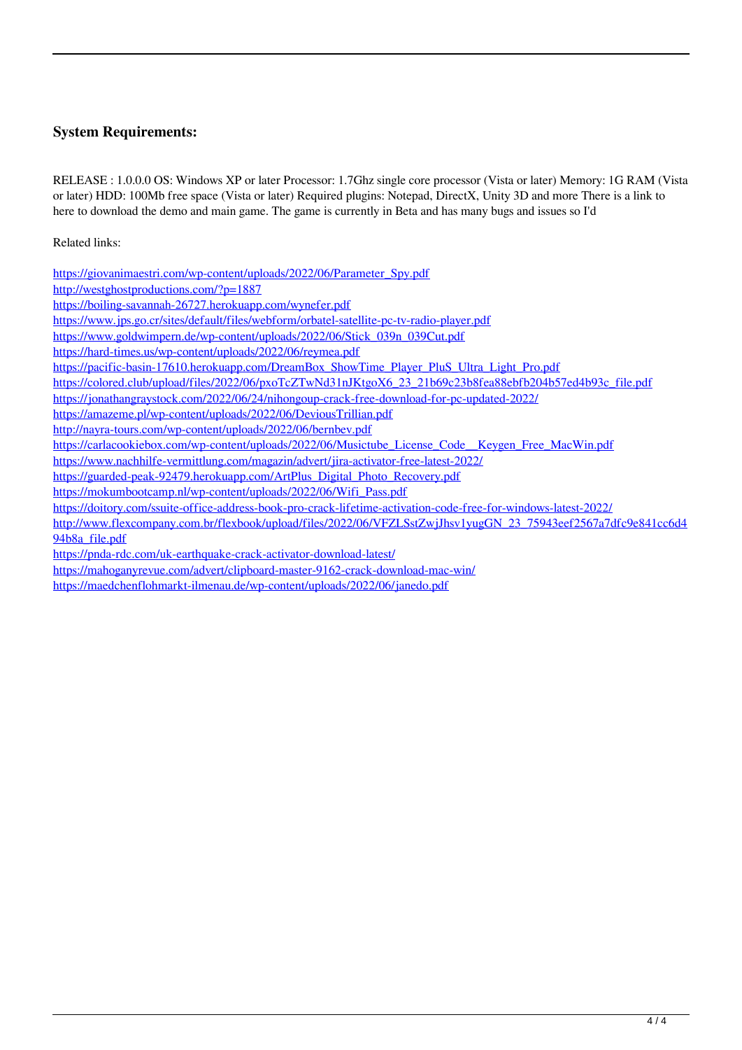### System Requirements:

RELEASE : 1.0.0.0 OS: Windows XP or later Processor: 1.7Ghz single core processor (Vista or later) Memory: 1G RAM (Vista or later) HDD: 100Mb free space (Vista or later) Required plugins: Notepad, DirectX, Unity 3D and more There is a link to here to download the demo and main game. The game is currently in Beta and has many bugs and issues so I'd

Related links:

https://giovanimaestri.com/wp-content/uploads/2022/06/Parameter_Spy.pdf
http://westghostproductions.com/?p=1887
https://boiling-savannah-26727.herokuapp.com/wynefer.pdf
https://www.jps.go.cr/sites/default/files/webform/orbatel-satellite-pc-tv-radio-player.pdf
https://www.goldwimpern.de/wp-content/uploads/2022/06/Stick_039n_039Cut.pdf
https://hard-times.us/wp-content/uploads/2022/06/reymea.pdf
https://pacific-basin-17610.herokuapp.com/DreamBox_ShowTime_Player_PluS_Ultra_Light_Pro.pdf
https://colored.club/upload/files/2022/06/pxoTcZTwNd31nJKtgoX6_23_21b69c23b8fea88ebfb204b57ed4b93c_file.pdf
https://jonathangraystock.com/2022/06/24/nihongoup-crack-free-download-for-pc-updated-2022/
https://amazeme.pl/wp-content/uploads/2022/06/DeviousTrillian.pdf
http://nayra-tours.com/wp-content/uploads/2022/06/bernbev.pdf
https://carlacookiebox.com/wp-content/uploads/2022/06/Musictube_License_Code__Keygen_Free_MacWin.pdf
https://www.nachhilfe-vermittlung.com/magazin/advert/jira-activator-free-latest-2022/
https://guarded-peak-92479.herokuapp.com/ArtPlus_Digital_Photo_Recovery.pdf
https://mokumbootcamp.nl/wp-content/uploads/2022/06/Wifi_Pass.pdf
https://doitory.com/ssuite-office-address-book-pro-crack-lifetime-activation-code-free-for-windows-latest-2022/
http://www.flexcompany.com.br/flexbook/upload/files/2022/06/VFZLSstZwjJhsv1yugGN_23_75943eef2567a7dfc9e841cc6d494b8a_file.pdf
https://pnda-rdc.com/uk-earthquake-crack-activator-download-latest/
https://mahoganyrevue.com/advert/clipboard-master-9162-crack-download-mac-win/
https://maedchenflohmarkt-ilmenau.de/wp-content/uploads/2022/06/janedo.pdf